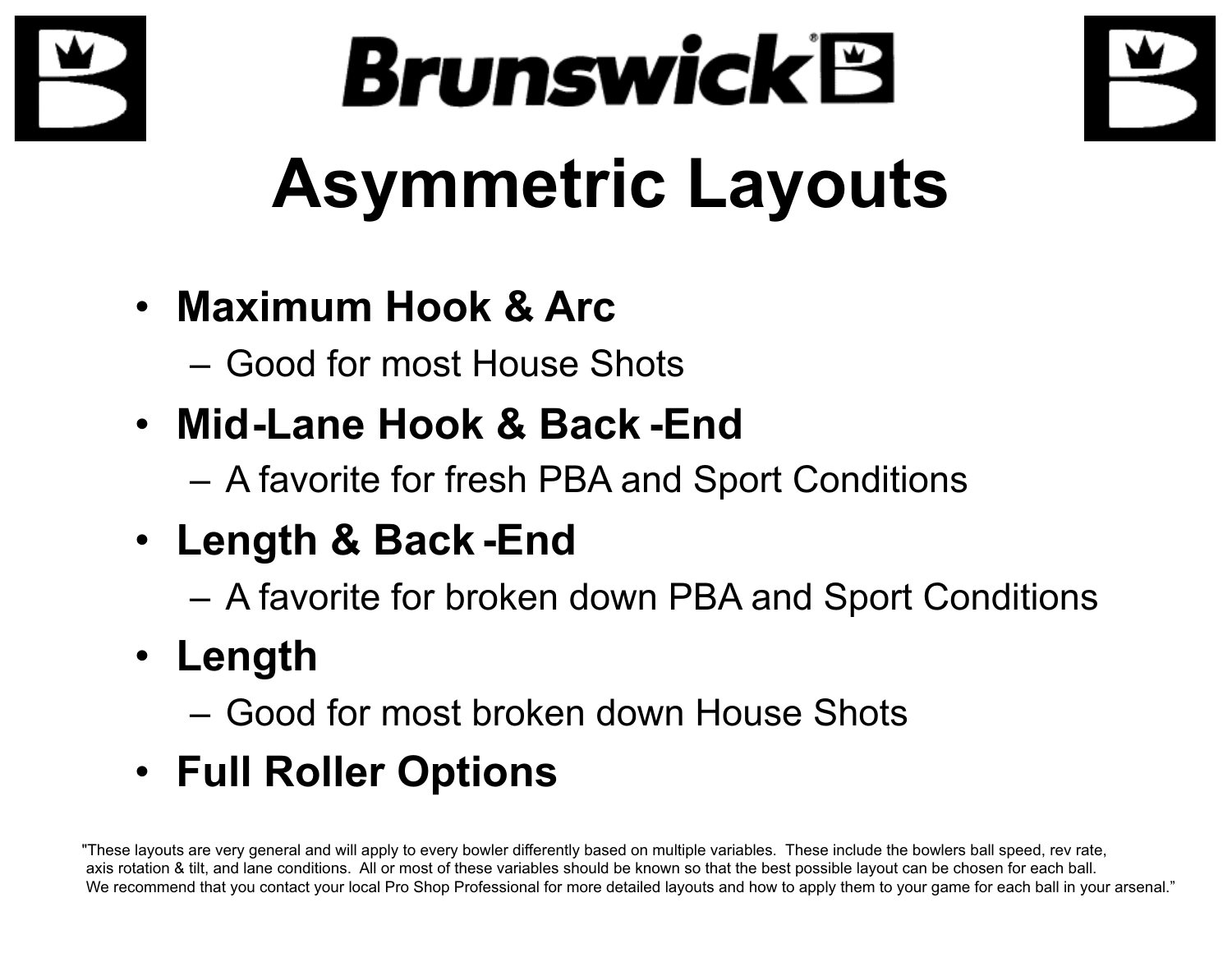# Brunswick

## Asymmetric Layouts

- **Maximum Hook & Arc**
  - Good for most House Shots
- **Mid-Lane Hook & Back-End**
  - A favorite for fresh PBA and Sport Conditions
- **Length & Back-End**
  - A favorite for broken down PBA and Sport Conditions
- **Length**
  - Good for most broken down House Shots
- **Full Roller Options**

"These layouts are very general and will apply to every bowler differently based on multiple variables. These include the bowlers ball speed, rev rate, axis rotation & tilt, and lane conditions. All or most of these variables should be known so that the best possible layout can be chosen for each ball. We recommend that you contact your local Pro Shop Professional for more detailed layouts and how to apply them to your game for each ball in your arsenal."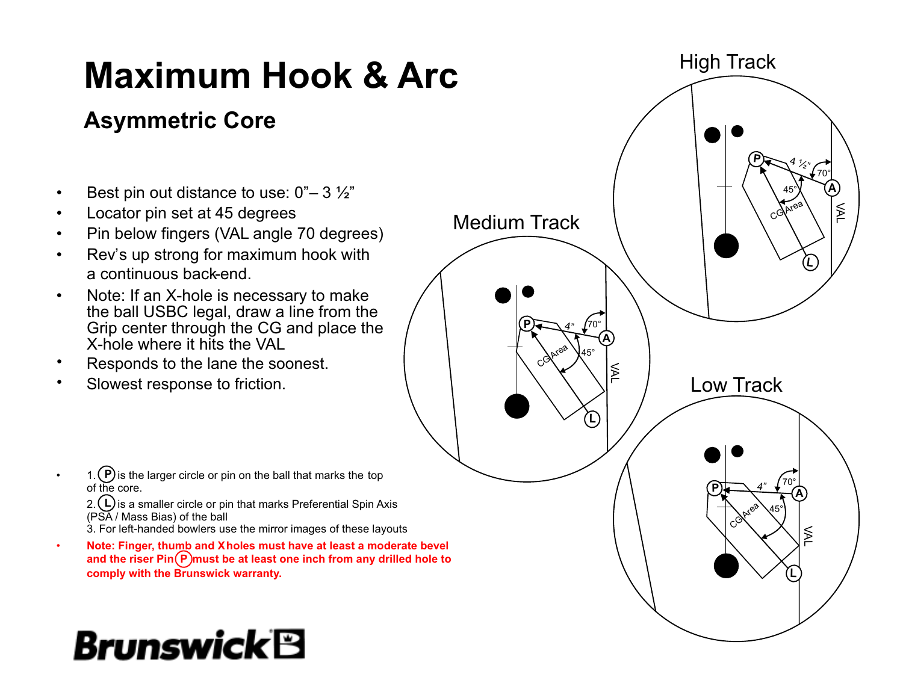# Maximum Hook & Arc

## Asymmetric Core

- Best pin out distance to use: 0”– 3 ½”
- Locator pin set at 45 degrees
- Pin below fingers (VAL angle 70 degrees)
- Rev’s up strong for maximum hook with a continuous back-end.
- Note: If an X-hole is necessary to make the ball USBC legal, draw a line from the Grip center through the CG and place the X-hole where it hits the VAL
- Responds to the lane the soonest.
- Slowest response to friction.

High Track

Medium Track

Low Track

- 1. (P) is the larger circle or pin on the ball that marks the top of the core.
  2. (L) is a smaller circle or pin that marks Preferential Spin Axis (PSA / Mass Bias) of the ball
  3. For left-handed bowlers use the mirror images of these layouts
- **Note: Finger, thumb and X holes must have at least a moderate bevel and the riser Pin (P) must be at least one inch from any drilled hole to comply with the Brunswick warranty.**

Brunswick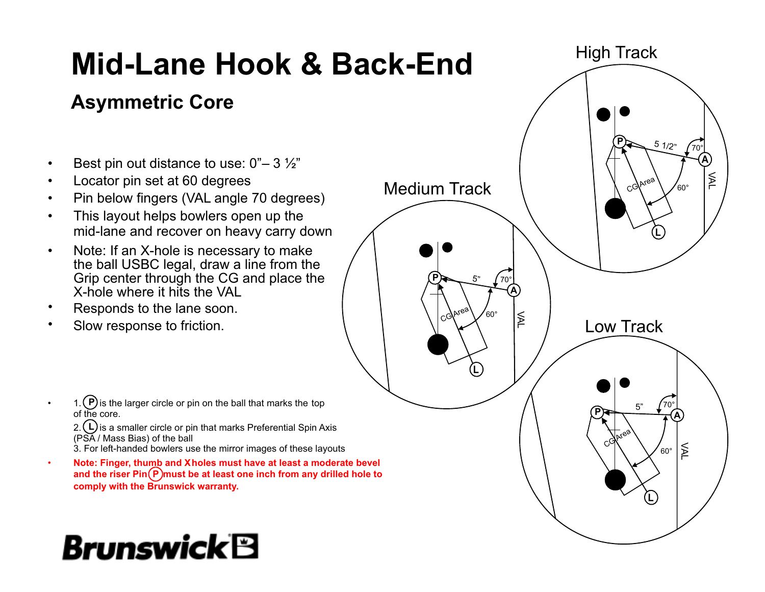# Mid-Lane Hook & Back-End

## Asymmetric Core

- Best pin out distance to use: 0”– 3 ½”
- Locator pin set at 60 degrees
- Pin below fingers (VAL angle 70 degrees)
- This layout helps bowlers open up the mid-lane and recover on heavy carry down
- Note: If an X-hole is necessary to make the ball USBC legal, draw a line from the Grip center through the CG and place the X-hole where it hits the VAL
- Responds to the lane soon.
- Slow response to friction.

High Track

Medium Track

Low Track

- 1. (P) is the larger circle or pin on the ball that marks the top of the core.
  2. (L) is a smaller circle or pin that marks Preferential Spin Axis (PSA / Mass Bias) of the ball
  3. For left-handed bowlers use the mirror images of these layouts
- **Note: Finger, thumb and X holes must have at least a moderate bevel and the riser Pin (P) must be at least one inch from any drilled hole to comply with the Brunswick warranty.**

Brunswick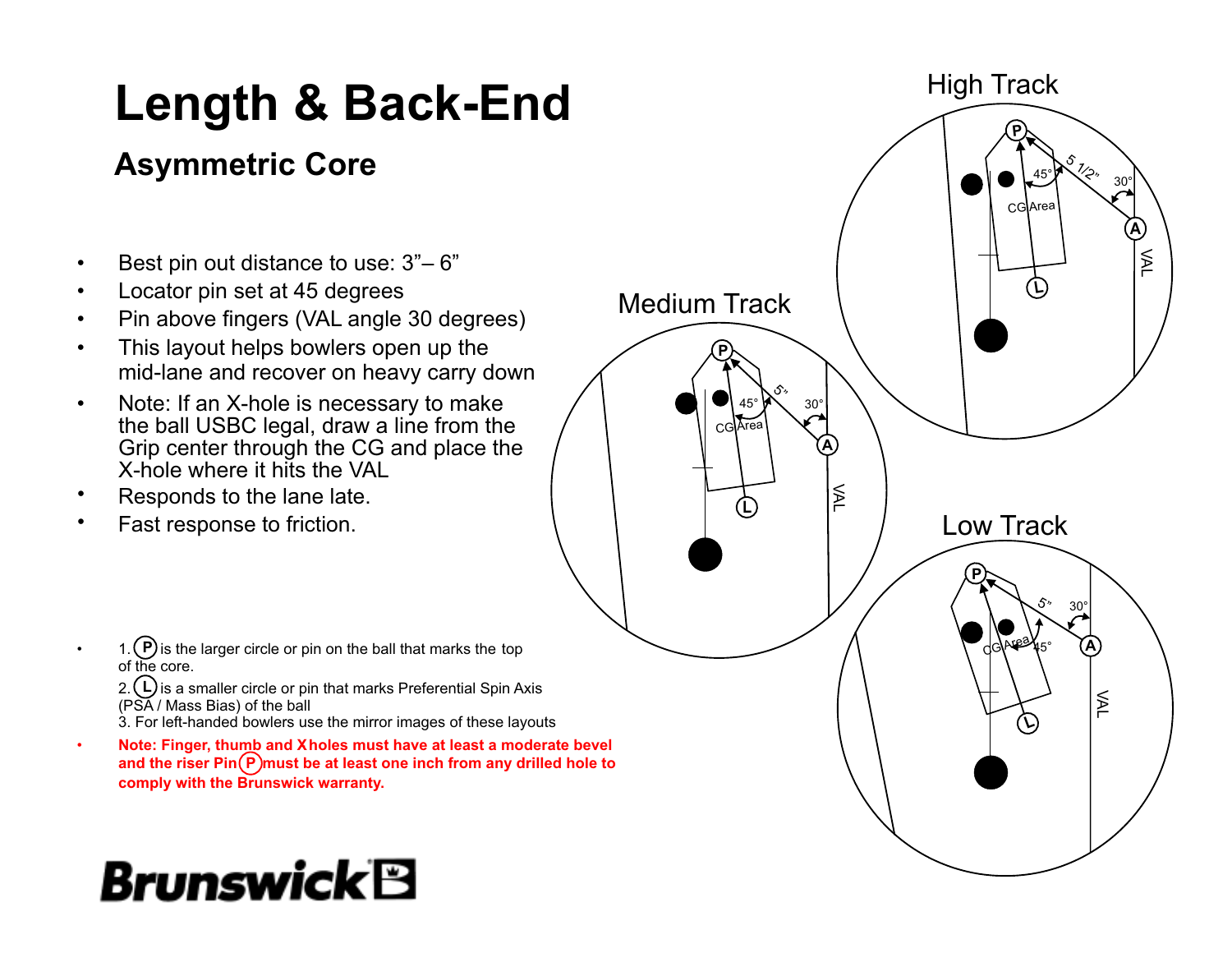# Length & Back-End

## Asymmetric Core

- Best pin out distance to use: 3"– 6"
- Locator pin set at 45 degrees
- Pin above fingers (VAL angle 30 degrees)
- This layout helps bowlers open up the mid-lane and recover on heavy carry down
- Note: If an X-hole is necessary to make the ball USBC legal, draw a line from the Grip center through the CG and place the X-hole where it hits the VAL
- Responds to the lane late.
- Fast response to friction.

High Track

Medium Track

Low Track

- 1. (P) is the larger circle or pin on the ball that marks the top of the core.
  2. (L) is a smaller circle or pin that marks Preferential Spin Axis (PSA / Mass Bias) of the ball
  3. For left-handed bowlers use the mirror images of these layouts
- **Note: Finger, thumb and X holes must have at least a moderate bevel and the riser Pin (P) must be at least one inch from any drilled hole to comply with the Brunswick warranty.**

Brunswick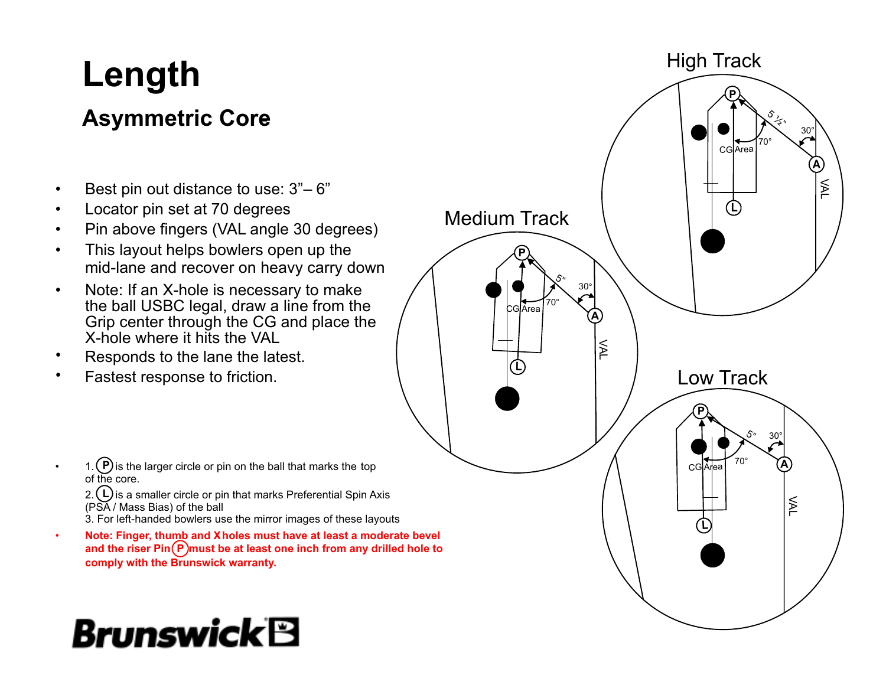# Length

## Asymmetric Core

- Best pin out distance to use: 3"– 6"
- Locator pin set at 70 degrees
- Pin above fingers (VAL angle 30 degrees)
- This layout helps bowlers open up the mid-lane and recover on heavy carry down
- Note: If an X-hole is necessary to make the ball USBC legal, draw a line from the Grip center through the CG and place the X-hole where it hits the VAL
- Responds to the lane the latest.
- Fastest response to friction.

High Track

Medium Track

Low Track

- 1. (P) is the larger circle or pin on the ball that marks the top of the core.
  2. (L) is a smaller circle or pin that marks Preferential Spin Axis (PSA / Mass Bias) of the ball
  3. For left-handed bowlers use the mirror images of these layouts
- **Note: Finger, thumb and X holes must have at least a moderate bevel and the riser Pin (P) must be at least one inch from any drilled hole to comply with the Brunswick warranty.**

Brunswick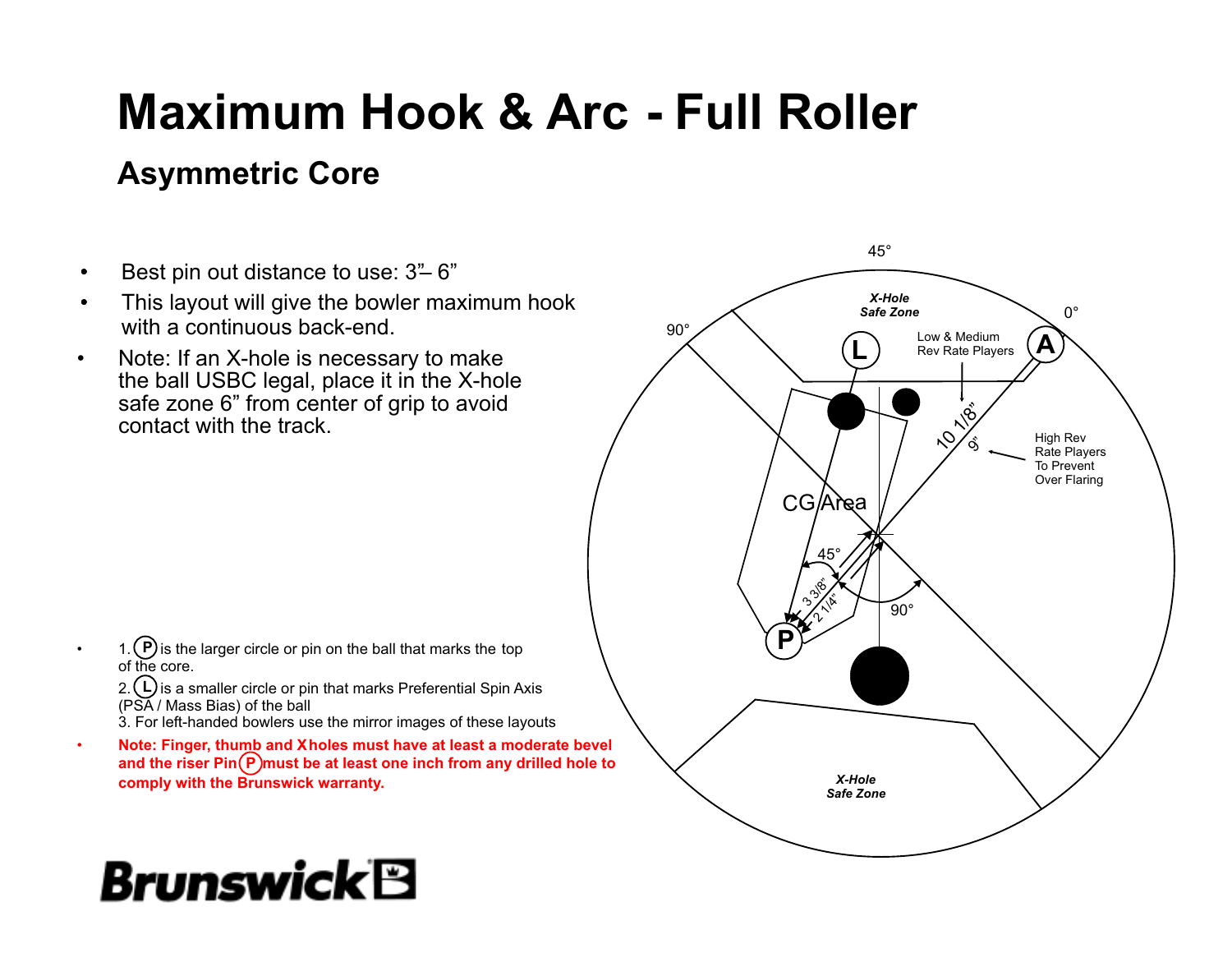# Maximum Hook & Arc - Full Roller

## Asymmetric Core

- Best pin out distance to use: 3"– 6"
- This layout will give the bowler maximum hook with a continuous back-end.
- Note: If an X-hole is necessary to make the ball USBC legal, place it in the X-hole safe zone 6" from center of grip to avoid contact with the track.

- 1. (P) is the larger circle or pin on the ball that marks the top of the core.
  2. (L) is a smaller circle or pin that marks Preferential Spin Axis (PSA / Mass Bias) of the ball
  3. For left-handed bowlers use the mirror images of these layouts
- **Note: Finger, thumb and X holes must have at least a moderate bevel and the riser Pin (P) must be at least one inch from any drilled hole to comply with the Brunswick warranty.**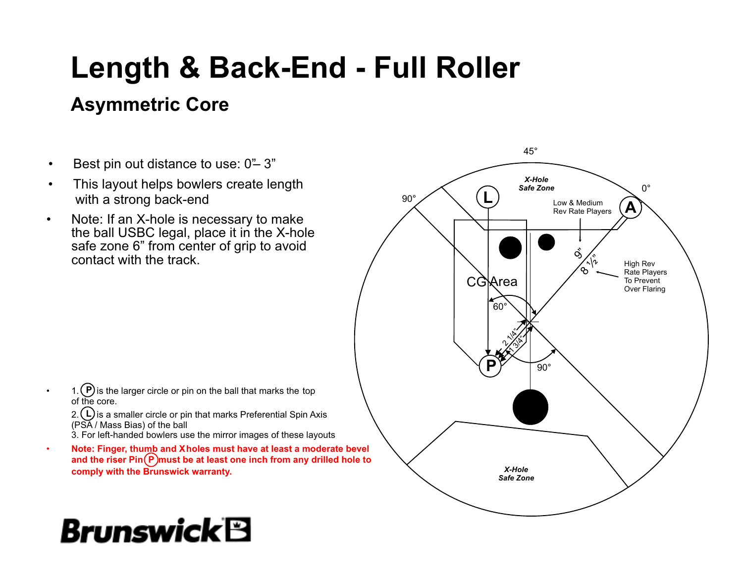# Length & Back-End - Full Roller

## Asymmetric Core

- Best pin out distance to use: 0"– 3"
- This layout helps bowlers create length with a strong back-end
- Note: If an X-hole is necessary to make the ball USBC legal, place it in the X-hole safe zone 6" from center of grip to avoid contact with the track.

45°

90°

0°

*X-Hole Safe Zone*

Low & Medium Rev Rate Players

9"

8 ½"

High Rev Rate Players To Prevent Over Flaring

CG Area

60°

2 1/4"

1 3/4"

90°

*X-Hole Safe Zone*

- 1. (P) is the larger circle or pin on the ball that marks the top of the core.
  2. (L) is a smaller circle or pin that marks Preferential Spin Axis (PSA / Mass Bias) of the ball
  3. For left-handed bowlers use the mirror images of these layouts
- **Note: Finger, thumb and X holes must have at least a moderate bevel and the riser Pin (P) must be at least one inch from any drilled hole to comply with the Brunswick warranty.**

Brunswick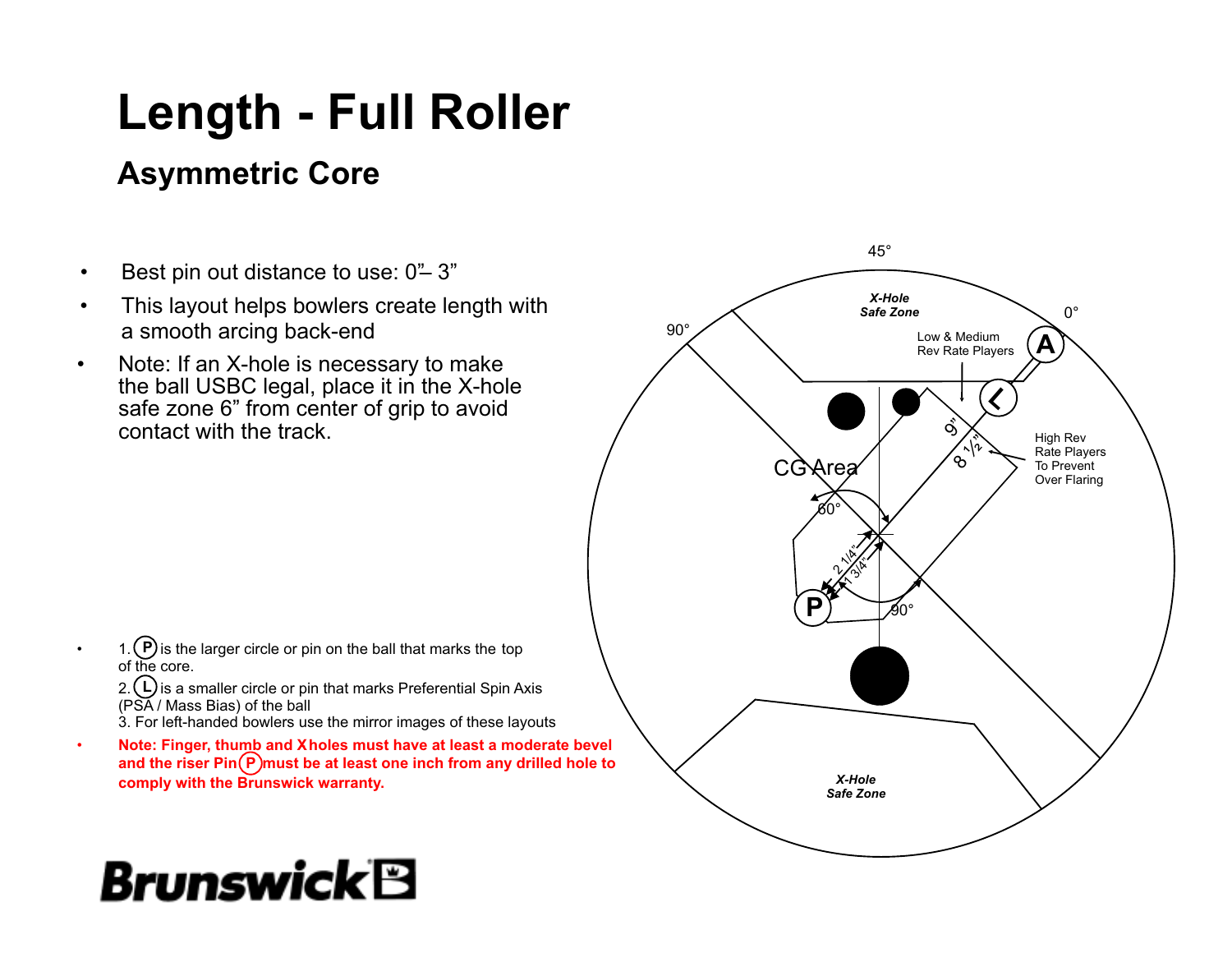# Length - Full Roller

## Asymmetric Core

- Best pin out distance to use: 0"– 3"
- This layout helps bowlers create length with a smooth arcing back-end
- Note: If an X-hole is necessary to make the ball USBC legal, place it in the X-hole safe zone 6" from center of grip to avoid contact with the track.

45°

X-Hole
Safe Zone

0°

90°

Low & Medium
Rev Rate Players

A

L

9"

8 1/2"

High Rev
Rate Players
To Prevent
Over Flaring

CG Area

60°

2 1/4"

1 3/4"

P

90°

X-Hole
Safe Zone

- 1. (P) is the larger circle or pin on the ball that marks the top of the core.
  2. (L) is a smaller circle or pin that marks Preferential Spin Axis (PSA / Mass Bias) of the ball
  3. For left-handed bowlers use the mirror images of these layouts
- **Note: Finger, thumb and X holes must have at least a moderate bevel and the riser Pin (P) must be at least one inch from any drilled hole to comply with the Brunswick warranty.**

Brunswick